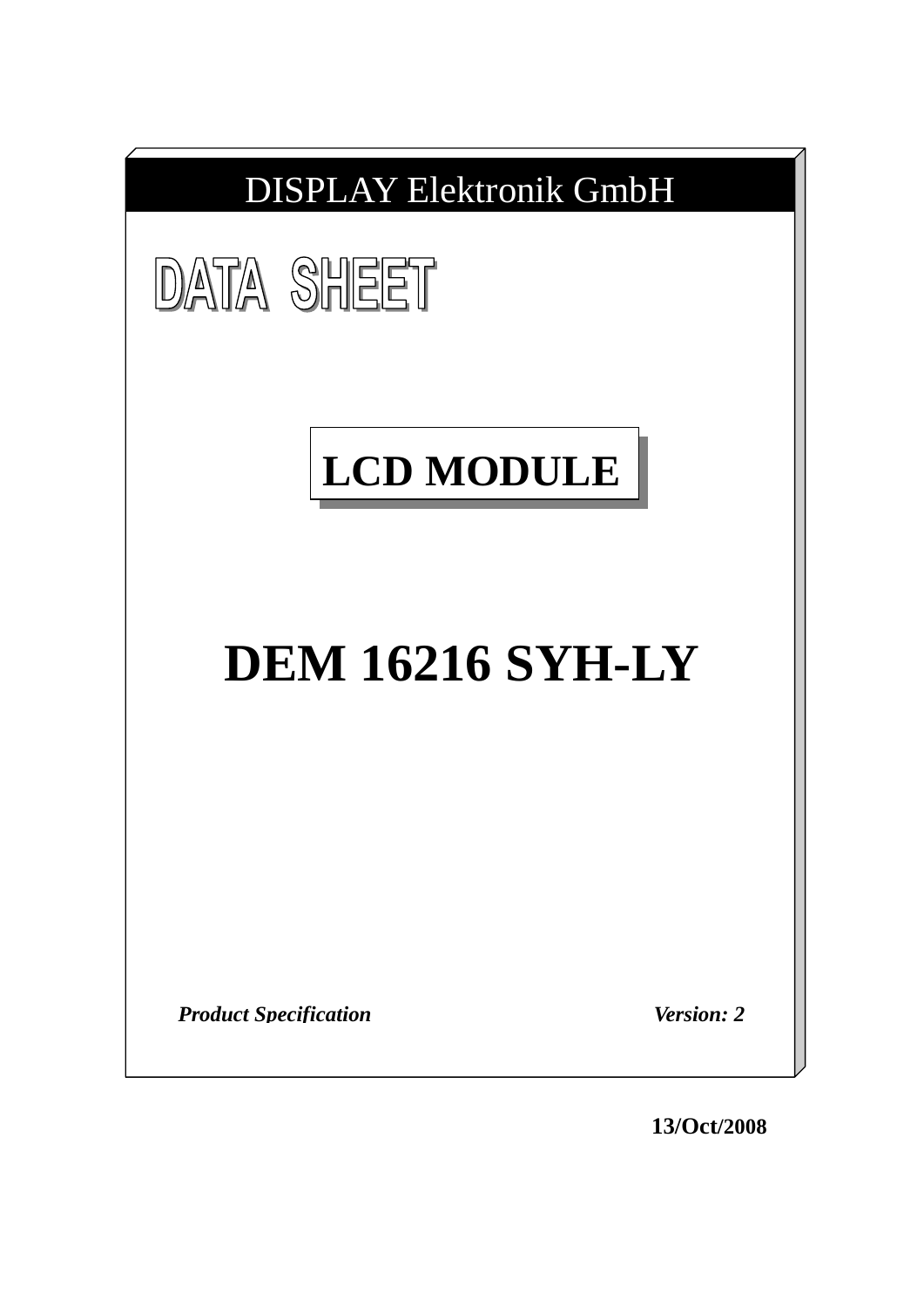DISPLAY Elektronik GmbH

# DATA SHEET

## LCD MODULE

# DEM 16216 SYH-LY

***Product Specification*** ***Version: 2***

**13/Oct/2008**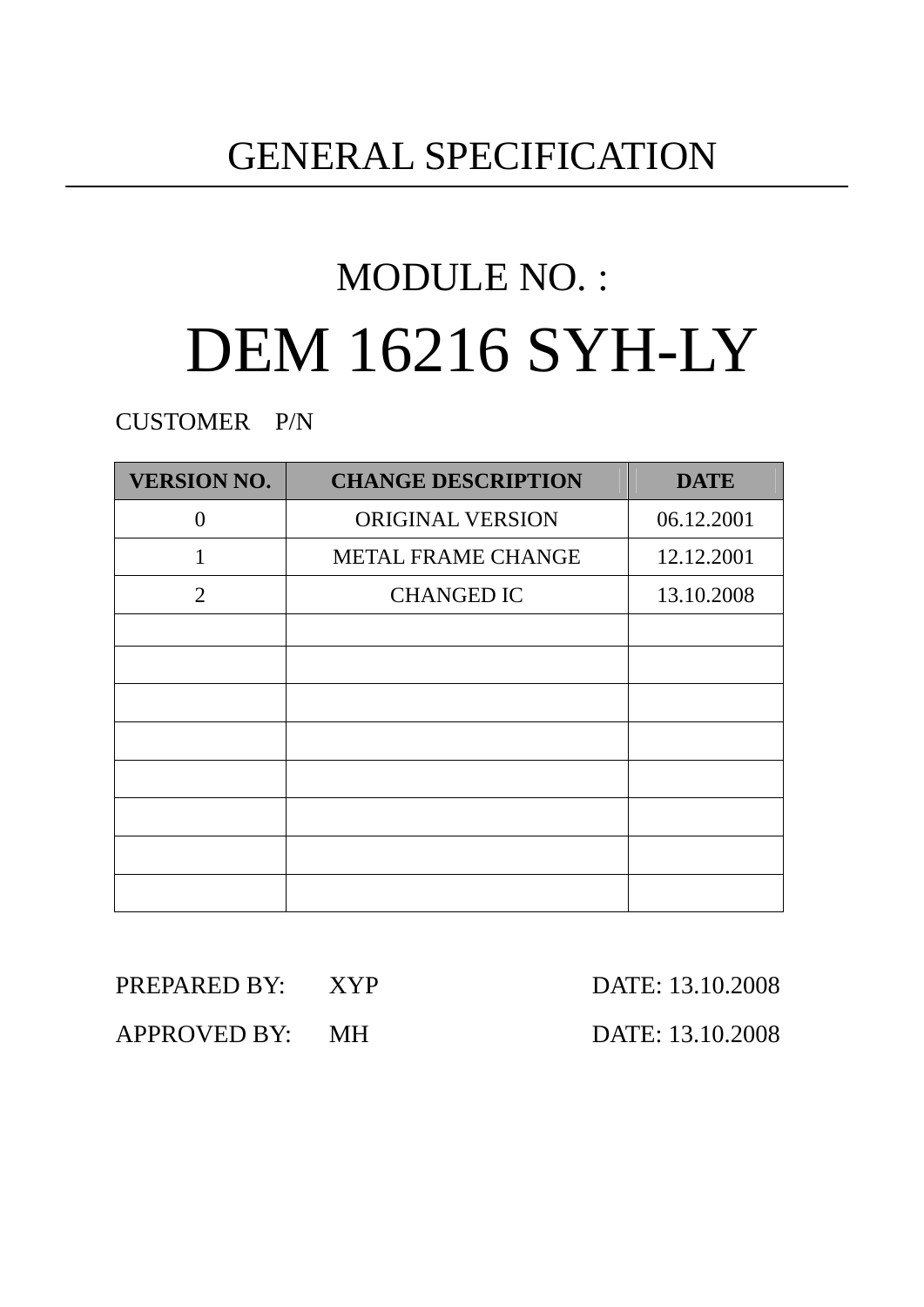# GENERAL SPECIFICATION

## MODULE NO. :

# DEM 16216 SYH-LY

CUSTOMER P/N

| VERSION NO. | CHANGE DESCRIPTION | DATE |
|---|---|---|
| 0 | ORIGINAL VERSION | 06.12.2001 |
| 1 | METAL FRAME CHANGE | 12.12.2001 |
| 2 | CHANGED IC | 13.10.2008 |
| | | |
| | | |
| | | |
| | | |
| | | |
| | | |
| | | |
| | | |

PREPARED BY: XYP DATE: 13.10.2008

APPROVED BY: MH DATE: 13.10.2008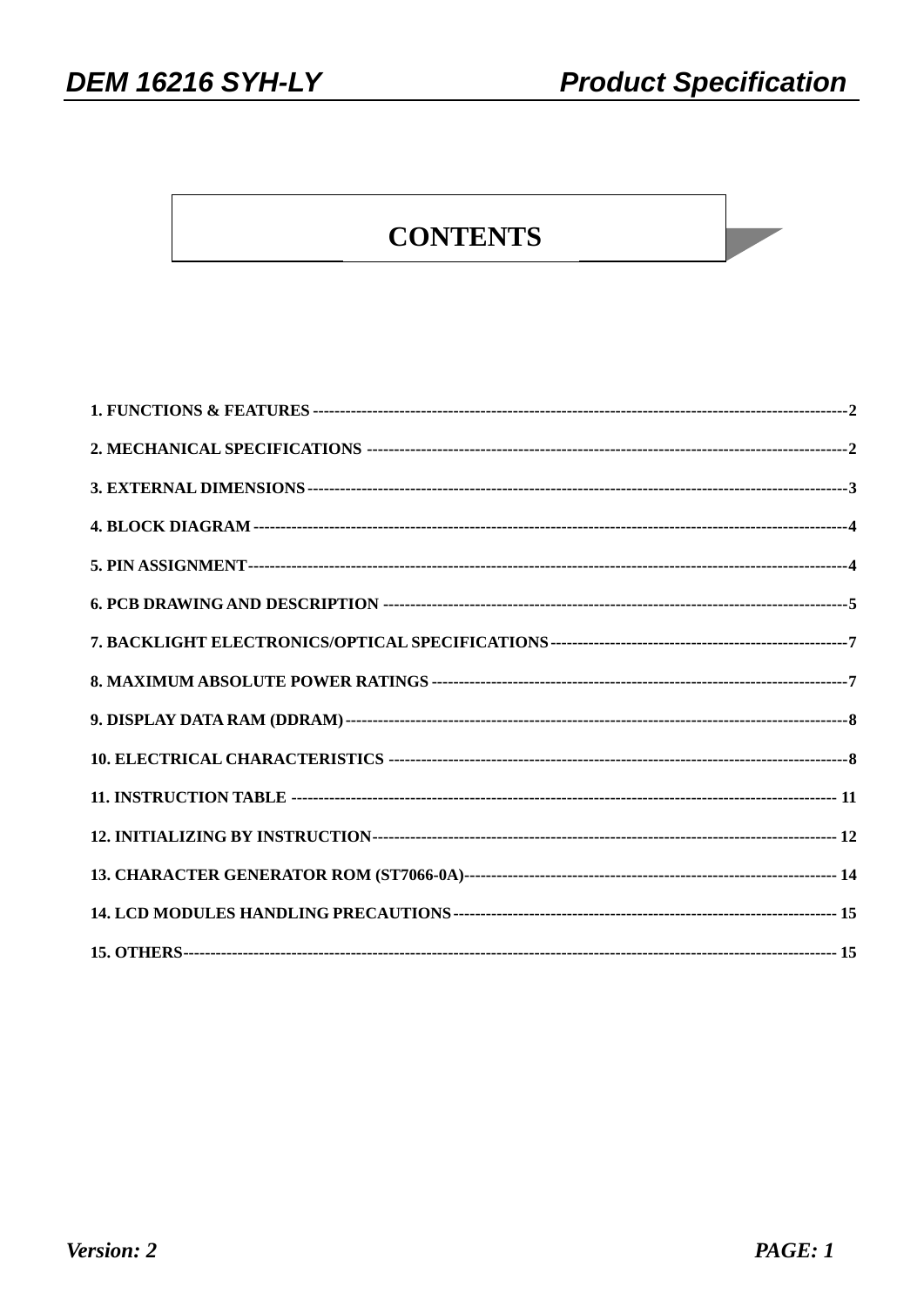# CONTENTS

1. FUNCTIONS & FEATURES ---------------------------------------------------------------------------------------------------2

2. MECHANICAL SPECIFICATIONS ----------------------------------------------------------------------------------------------2

3. EXTERNAL DIMENSIONS------------------------------------------------------------------------------------------------------3

4. BLOCK DIAGRAM -------------------------------------------------------------------------------------------------------------4

5. PIN ASSIGNMENT--------------------------------------------------------------------------------------------------------------4

6. PCB DRAWING AND DESCRIPTION -----------------------------------------------------------------------------------------5

7. BACKLIGHT ELECTRONICS/OPTICAL SPECIFICATIONS------------------------------------------------------------------7

8. MAXIMUM ABSOLUTE POWER RATINGS ----------------------------------------------------------------------------------7

9. DISPLAY DATA RAM (DDRAM)------------------------------------------------------------------------------------------------8

10. ELECTRICAL CHARACTERISTICS ------------------------------------------------------------------------------------------8

11. INSTRUCTION TABLE -------------------------------------------------------------------------------------------------------- 11

12. INITIALIZING BY INSTRUCTION---------------------------------------------------------------------------------------- 12

13. CHARACTER GENERATOR ROM (ST7066-0A)------------------------------------------------------------------------- 14

14. LCD MODULES HANDLING PRECAUTIONS---------------------------------------------------------------------------- 15

15. OTHERS------------------------------------------------------------------------------------------------------------------------ 15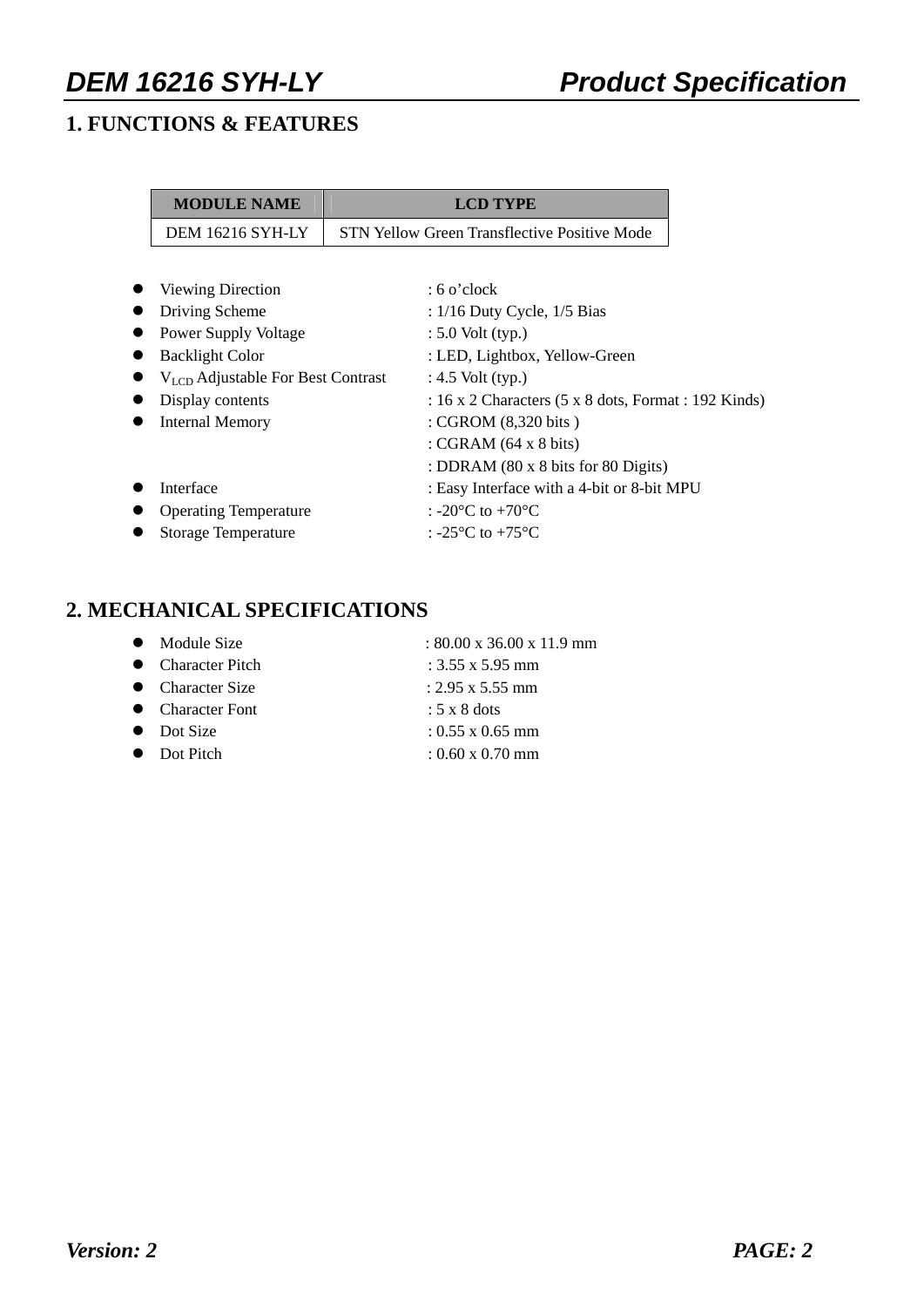## 1. FUNCTIONS & FEATURES

| MODULE NAME | LCD TYPE |
|---|---|
| DEM 16216 SYH-LY | STN Yellow Green Transflective Positive Mode |

- Viewing Direction : 6 o'clock
- Driving Scheme : 1/16 Duty Cycle, 1/5 Bias
- Power Supply Voltage : 5.0 Volt (typ.)
- Backlight Color : LED, Lightbox, Yellow-Green
- $V_{LCD}$ Adjustable For Best Contrast : 4.5 Volt (typ.)
- Display contents : 16 x 2 Characters (5 x 8 dots, Format : 192 Kinds)
- Internal Memory : CGROM (8,320 bits )
  : CGRAM (64 x 8 bits)
  : DDRAM (80 x 8 bits for 80 Digits)
- Interface : Easy Interface with a 4-bit or 8-bit MPU
- Operating Temperature : -20°C to +70°C
- Storage Temperature : -25°C to +75°C

## 2. MECHANICAL SPECIFICATIONS

- Module Size : 80.00 x 36.00 x 11.9 mm
- Character Pitch : 3.55 x 5.95 mm
- Character Size : 2.95 x 5.55 mm
- Character Font : 5 x 8 dots
- Dot Size : 0.55 x 0.65 mm
- Dot Pitch : 0.60 x 0.70 mm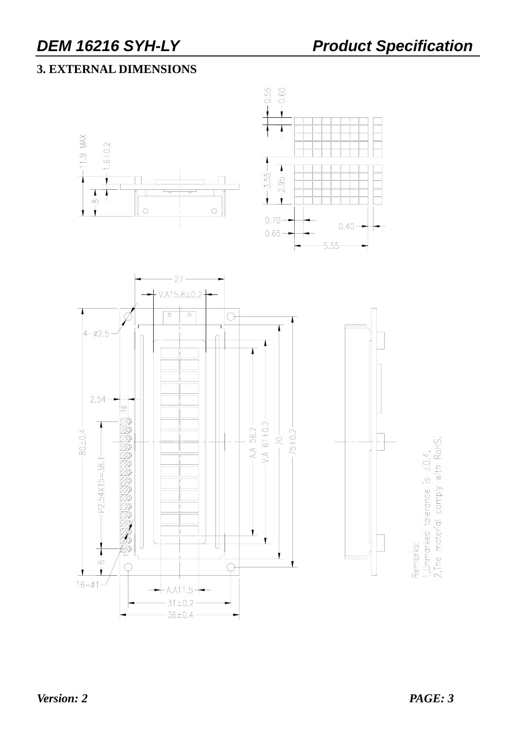## 3. EXTERNAL DIMENSIONS

11.9 MAX

1.6±0.2

8

0.55

0.60

3.55

2.95

0.70

0.65

0.40

5.55

27

V.A15.8±0.2

4-φ2.5

2.54

16

80±0.4

P2.54X15=38.1

8

1

16-φ1

A.A 56.2

V.A 61±0.2

70

75±0.2

A.A11.5

31±0.2

36±0.4

Remarks:
1,Unmarked tolerance is ±0.4,
2,The material comply with RoHS.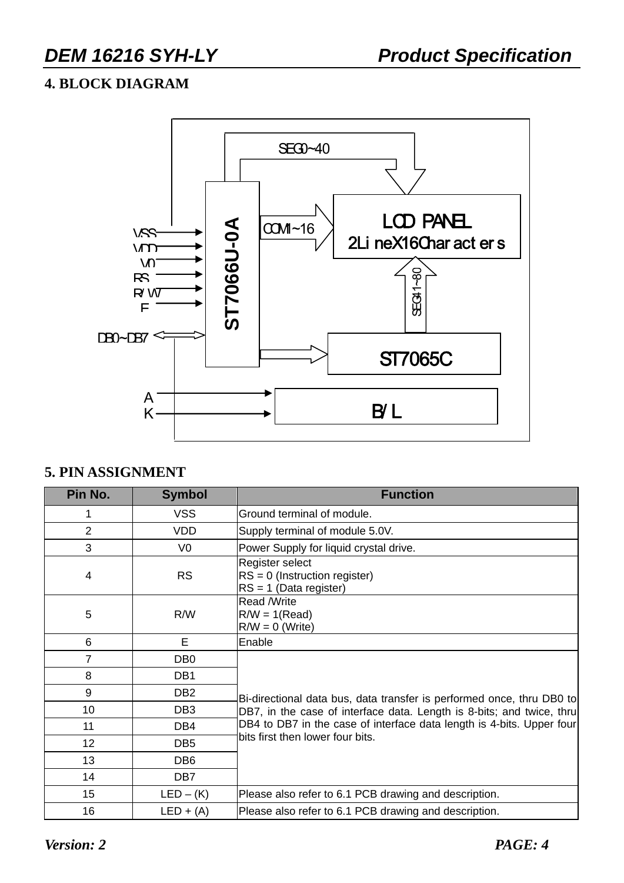## 4. BLOCK DIAGRAM

## 5. PIN ASSIGNMENT

| Pin No. | Symbol | Function |
|---|---|---|
| 1 | VSS | Ground terminal of module. |
| 2 | VDD | Supply terminal of module 5.0V. |
| 3 | V0 | Power Supply for liquid crystal drive. |
| 4 | RS | Register select<br>RS = 0 (Instruction register)<br>RS = 1 (Data register) |
| 5 | R/W | Read /Write<br>R/W = 1(Read)<br>R/W = 0 (Write) |
| 6 | E | Enable |
| 7 | DB0 | Bi-directional data bus, data transfer is performed once, thru DB0 to DB7, in the case of interface data. Length is 8-bits; and twice, thru DB4 to DB7 in the case of interface data length is 4-bits. Upper four bits first then lower four bits. |
| 8 | DB1 | |
| 9 | DB2 | |
| 10 | DB3 | |
| 11 | DB4 | |
| 12 | DB5 | |
| 13 | DB6 | |
| 14 | DB7 | |
| 15 | LED – (K) | Please also refer to 6.1 PCB drawing and description. |
| 16 | LED + (A) | Please also refer to 6.1 PCB drawing and description. |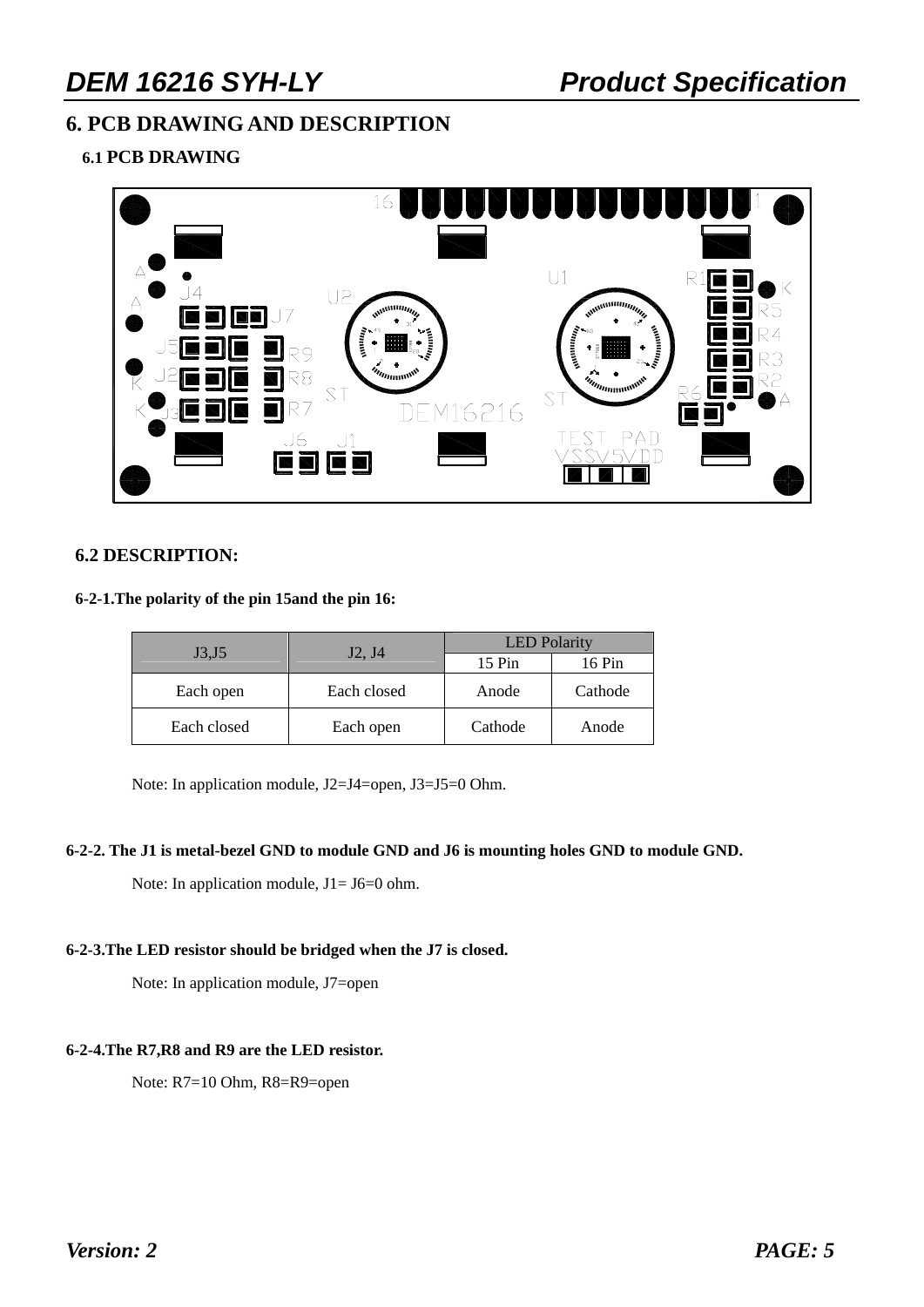# 6. PCB DRAWING AND DESCRIPTION

## 6.1 PCB DRAWING

## 6.2 DESCRIPTION:

**6-2-1.The polarity of the pin 15and the pin 16:**

| J3,J5 | J2, J4 | LED Polarity | |
|---|---|---|---|
| | | 15 Pin | 16 Pin |
| Each open | Each closed | Anode | Cathode |
| Each closed | Each open | Cathode | Anode |

Note: In application module, J2=J4=open, J3=J5=0 Ohm.

**6-2-2. The J1 is metal-bezel GND to module GND and J6 is mounting holes GND to module GND.**

Note: In application module, J1= J6=0 ohm.

**6-2-3.The LED resistor should be bridged when the J7 is closed.**

Note: In application module, J7=open

**6-2-4.The R7,R8 and R9 are the LED resistor.**

Note: R7=10 Ohm, R8=R9=open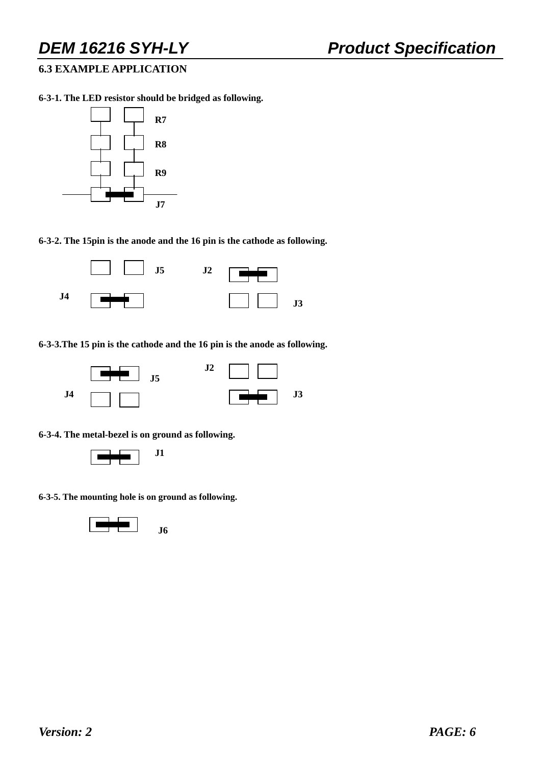### 6.3 EXAMPLE APPLICATION

**6-3-1. The LED resistor should be bridged as following.**

R7

R8

R9

J7

**6-3-2. The 15pin is the anode and the 16 pin is the cathode as following.**

J5 J2

J4

J3

**6-3-3.The 15 pin is the cathode and the 16 pin is the anode as following.**

J2

J5

J4 J3

**6-3-4. The metal-bezel is on ground as following.**

J1

**6-3-5. The mounting hole is on ground as following.**

J6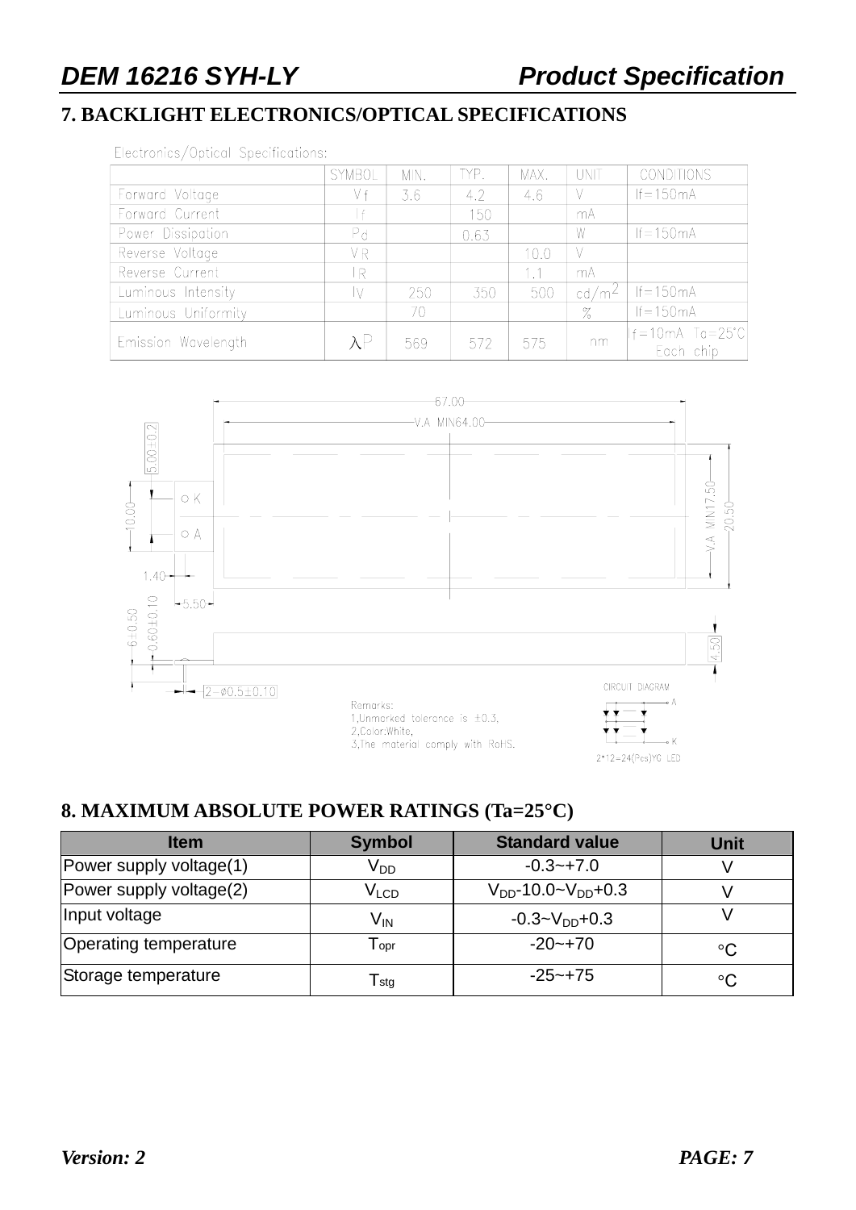## 7. BACKLIGHT ELECTRONICS/OPTICAL SPECIFICATIONS

Electronics/Optical Specifications:

| | SYMBOL | MIN. | TYP. | MAX. | UNIT | CONDITIONS |
|---|---|---|---|---|---|---|
| Forward Voltage | Vf | 3.6 | 4.2 | 4.6 | V | If=150mA |
| Forward Current | If | | 150 | | mA | |
| Power Dissipation | Pd | | 0.63 | | W | If=150mA |
| Reverse Voltage | VR | | | 10.0 | V | |
| Reverse Current | IR | | | 1.1 | mA | |
| Luminous Intensity | IV | 250 | 350 | 500 | $cd/m^2$ | If=150mA |
| Luminous Uniformity | | 70 | | | % | If=150mA |
| Emission Wavelength | λP | 569 | 572 | 575 | nm | If=10mA Ta=25°C Each chip |

67.00
V.A MIN64.00
5.00±0.2
10.00
○ K
○ A
1.40
5.50
V.A MIN17.50
20.50
6±0.50
0.60±0.10
4.50
2-Ø0.5±0.10

Remarks:
1,Unmarked tolerance is ±0.3,
2,Color:White,
3,The material comply with RoHS.

CIRCUIT DIAGRAM
A
K
2*12=24(Pcs)YG LED

## 8. MAXIMUM ABSOLUTE POWER RATINGS (Ta=25°C)

| Item | Symbol | Standard value | Unit |
|---|---|---|---|
| Power supply voltage(1) | $V_{DD}$ | -0.3~+7.0 | V |
| Power supply voltage(2) | $V_{LCD}$ | $V_{DD}$-10.0~$V_{DD}$+0.3 | V |
| Input voltage | $V_{IN}$ | -0.3~$V_{DD}$+0.3 | V |
| Operating temperature | $T_{opr}$ | -20~+70 | °C |
| Storage temperature | $T_{stg}$ | -25~+75 | °C |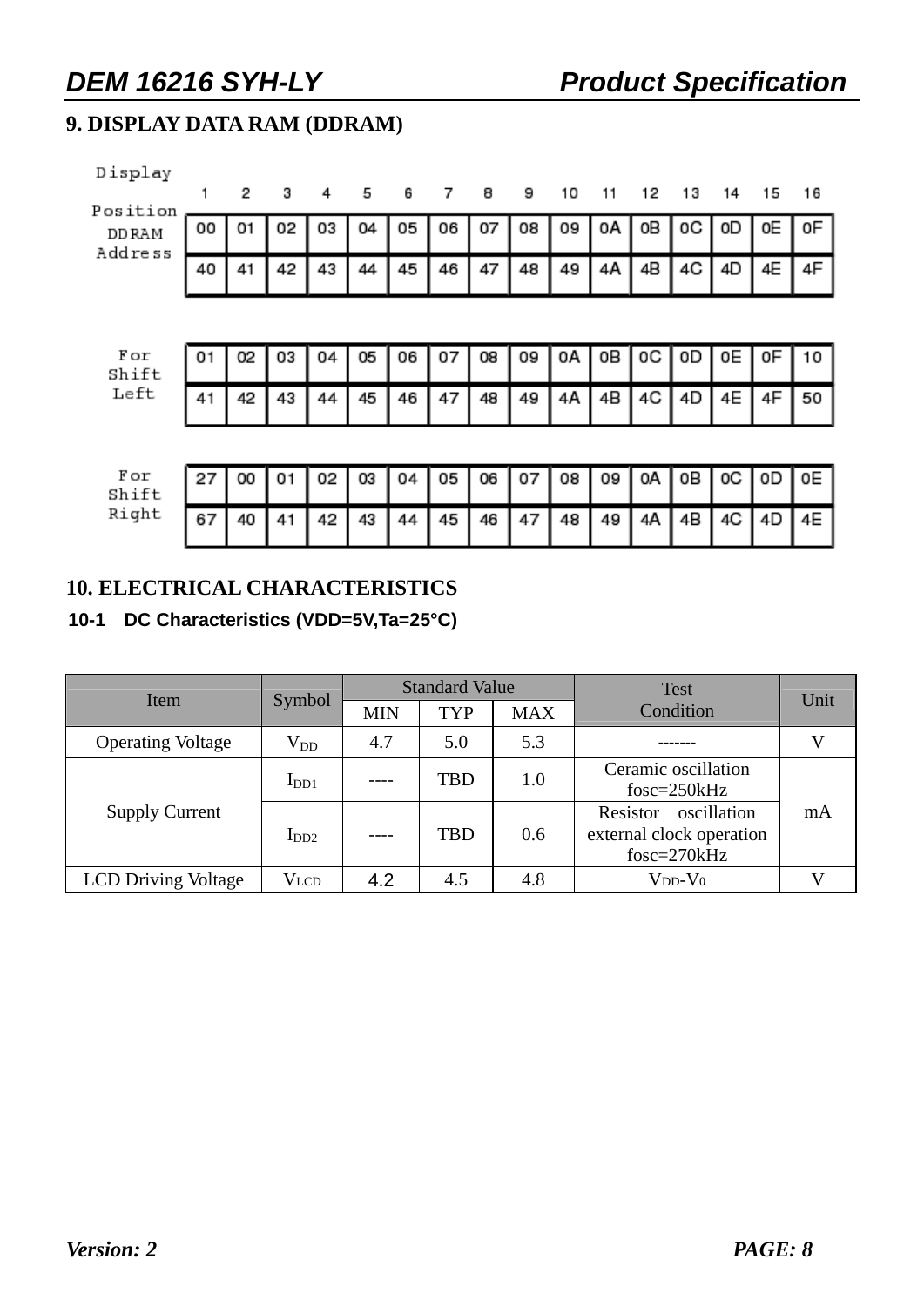## 9. DISPLAY DATA RAM (DDRAM)

| Display Position | 1 | 2 | 3 | 4 | 5 | 6 | 7 | 8 | 9 | 10 | 11 | 12 | 13 | 14 | 15 | 16 |
|---|---|---|---|---|---|---|---|---|---|---|---|---|---|---|---|---|
| DDRAM Address | 00 | 01 | 02 | 03 | 04 | 05 | 06 | 07 | 08 | 09 | 0A | 0B | 0C | 0D | 0E | 0F |
| | 40 | 41 | 42 | 43 | 44 | 45 | 46 | 47 | 48 | 49 | 4A | 4B | 4C | 4D | 4E | 4F |

| For Shift Left | | | | | | | | | | | | | | | | |
|---|---|---|---|---|---|---|---|---|---|---|---|---|---|---|---|---|
| | 01 | 02 | 03 | 04 | 05 | 06 | 07 | 08 | 09 | 0A | 0B | 0C | 0D | 0E | 0F | 10 |
| | 41 | 42 | 43 | 44 | 45 | 46 | 47 | 48 | 49 | 4A | 4B | 4C | 4D | 4E | 4F | 50 |

| For Shift Right | | | | | | | | | | | | | | | | |
|---|---|---|---|---|---|---|---|---|---|---|---|---|---|---|---|---|
| | 27 | 00 | 01 | 02 | 03 | 04 | 05 | 06 | 07 | 08 | 09 | 0A | 0B | 0C | 0D | 0E |
| | 67 | 40 | 41 | 42 | 43 | 44 | 45 | 46 | 47 | 48 | 49 | 4A | 4B | 4C | 4D | 4E |

## 10. ELECTRICAL CHARACTERISTICS

### 10-1 DC Characteristics (VDD=5V,Ta=25°C)

| Item | Symbol | Standard Value | | | Test Condition | Unit |
|---|---|---|---|---|---|---|
| | | MIN | TYP | MAX | | |
| Operating Voltage | $V_{DD}$ | 4.7 | 5.0 | 5.3 | ------- | V |
| Supply Current | $I_{DD1}$ | ---- | TBD | 1.0 | Ceramic oscillation fosc=250kHz | mA |
| | $I_{DD2}$ | ---- | TBD | 0.6 | Resistor oscillation external clock operation fosc=270kHz | |
| LCD Driving Voltage | $V_{LCD}$ | 4.2 | 4.5 | 4.8 | $V_{DD}$-$V_0$ | V |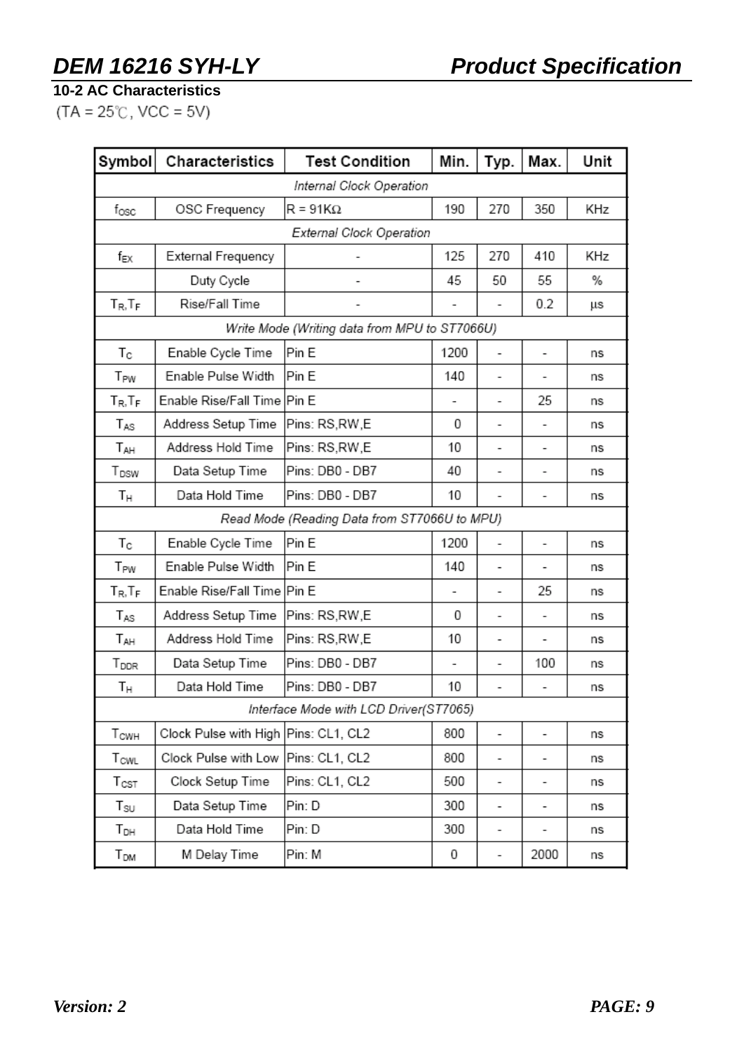## 10-2 AC Characteristics

(TA = 25℃, VCC = 5V)

| Symbol | Characteristics | Test Condition | Min. | Typ. | Max. | Unit |
|---|---|---|---|---|---|---|
| *Internal Clock Operation* | | | | | | |
| $f_{OSC}$ | OSC Frequency | R = 91KΩ | 190 | 270 | 350 | KHz |
| *External Clock Operation* | | | | | | |
| $f_{EX}$ | External Frequency | - | 125 | 270 | 410 | KHz |
| | Duty Cycle | - | 45 | 50 | 55 | % |
| $T_R, T_F$ | Rise/Fall Time | - | - | - | 0.2 | μs |
| *Write Mode (Writing data from MPU to ST7066U)* | | | | | | |
| $T_C$ | Enable Cycle Time | Pin E | 1200 | - | - | ns |
| $T_{PW}$ | Enable Pulse Width | Pin E | 140 | - | - | ns |
| $T_R, T_F$ | Enable Rise/Fall Time | Pin E | - | - | 25 | ns |
| $T_{AS}$ | Address Setup Time | Pins: RS,RW,E | 0 | - | - | ns |
| $T_{AH}$ | Address Hold Time | Pins: RS,RW,E | 10 | - | - | ns |
| $T_{DSW}$ | Data Setup Time | Pins: DB0 - DB7 | 40 | - | - | ns |
| $T_H$ | Data Hold Time | Pins: DB0 - DB7 | 10 | - | - | ns |
| *Read Mode (Reading Data from ST7066U to MPU)* | | | | | | |
| $T_C$ | Enable Cycle Time | Pin E | 1200 | - | - | ns |
| $T_{PW}$ | Enable Pulse Width | Pin E | 140 | - | - | ns |
| $T_R, T_F$ | Enable Rise/Fall Time | Pin E | - | - | 25 | ns |
| $T_{AS}$ | Address Setup Time | Pins: RS,RW,E | 0 | - | - | ns |
| $T_{AH}$ | Address Hold Time | Pins: RS,RW,E | 10 | - | - | ns |
| $T_{DDR}$ | Data Setup Time | Pins: DB0 - DB7 | - | - | 100 | ns |
| $T_H$ | Data Hold Time | Pins: DB0 - DB7 | 10 | - | - | ns |
| *Interface Mode with LCD Driver(ST7065)* | | | | | | |
| $T_{CWH}$ | Clock Pulse with High | Pins: CL1, CL2 | 800 | - | - | ns |
| $T_{CWL}$ | Clock Pulse with Low | Pins: CL1, CL2 | 800 | - | - | ns |
| $T_{CST}$ | Clock Setup Time | Pins: CL1, CL2 | 500 | - | - | ns |
| $T_{SU}$ | Data Setup Time | Pin: D | 300 | - | - | ns |
| $T_{DH}$ | Data Hold Time | Pin: D | 300 | - | - | ns |
| $T_{DM}$ | M Delay Time | Pin: M | 0 | - | 2000 | ns |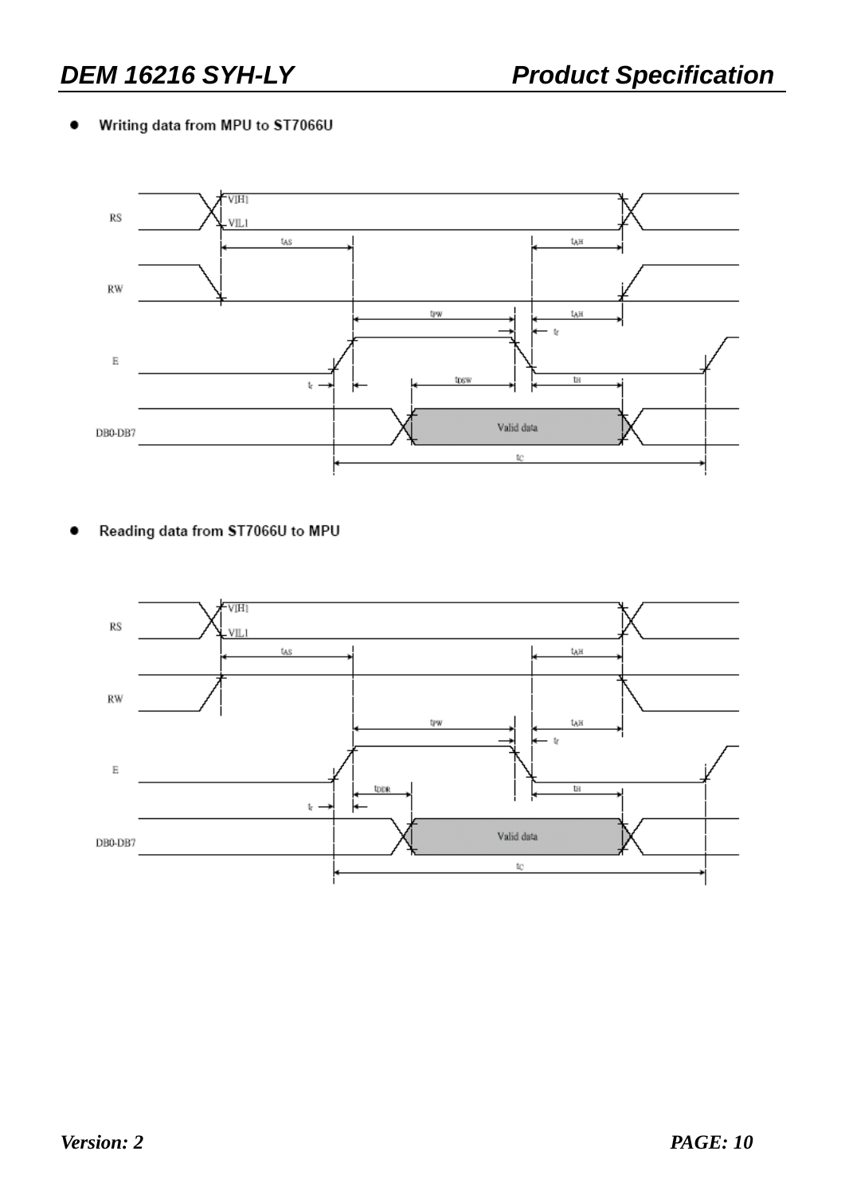- **Writing data from MPU to ST7066U**

- **Reading data from ST7066U to MPU**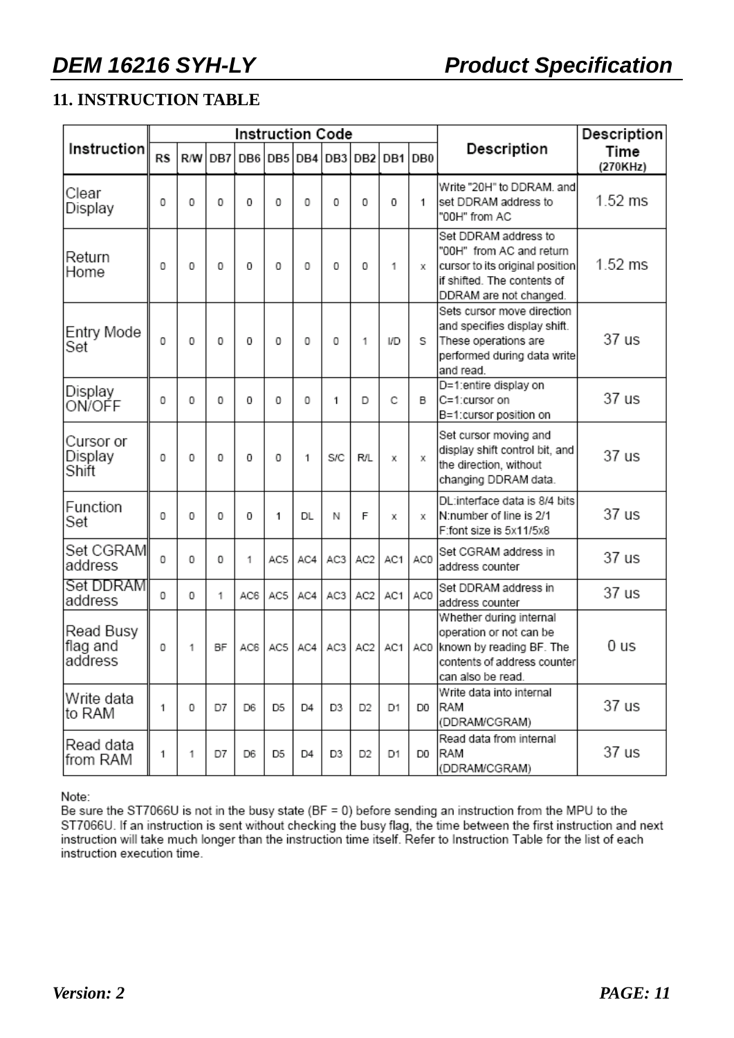## 11. INSTRUCTION TABLE

| Instruction | Instruction Code | | | | | | | | | | Description | Description Time (270KHz) |
|---|---|---|---|---|---|---|---|---|---|---|---|---|
| | RS | R/W | DB7 | DB6 | DB5 | DB4 | DB3 | DB2 | DB1 | DB0 | | |
| Clear Display | 0 | 0 | 0 | 0 | 0 | 0 | 0 | 0 | 0 | 1 | Write "20H" to DDRAM. and set DDRAM address to "00H" from AC | 1.52 ms |
| Return Home | 0 | 0 | 0 | 0 | 0 | 0 | 0 | 0 | 1 | x | Set DDRAM address to "00H" from AC and return cursor to its original position if shifted. The contents of DDRAM are not changed. | 1.52 ms |
| Entry Mode Set | 0 | 0 | 0 | 0 | 0 | 0 | 0 | 1 | I/D | S | Sets cursor move direction and specifies display shift. These operations are performed during data write and read. | 37 us |
| Display ON/OFF | 0 | 0 | 0 | 0 | 0 | 0 | 1 | D | C | B | D=1:entire display on C=1:cursor on B=1:cursor position on | 37 us |
| Cursor or Display Shift | 0 | 0 | 0 | 0 | 0 | 1 | S/C | R/L | x | x | Set cursor moving and display shift control bit, and the direction, without changing DDRAM data. | 37 us |
| Function Set | 0 | 0 | 0 | 0 | 1 | DL | N | F | x | x | DL:interface data is 8/4 bits N:number of line is 2/1 F:font size is 5x11/5x8 | 37 us |
| Set CGRAM address | 0 | 0 | 0 | 1 | AC5 | AC4 | AC3 | AC2 | AC1 | AC0 | Set CGRAM address in address counter | 37 us |
| Set DDRAM address | 0 | 0 | 1 | AC6 | AC5 | AC4 | AC3 | AC2 | AC1 | AC0 | Set DDRAM address in address counter | 37 us |
| Read Busy flag and address | 0 | 1 | BF | AC6 | AC5 | AC4 | AC3 | AC2 | AC1 | AC0 | Whether during internal operation or not can be known by reading BF. The contents of address counter can also be read. | 0 us |
| Write data to RAM | 1 | 0 | D7 | D6 | D5 | D4 | D3 | D2 | D1 | D0 | Write data into internal RAM (DDRAM/CGRAM) | 37 us |
| Read data from RAM | 1 | 1 | D7 | D6 | D5 | D4 | D3 | D2 | D1 | D0 | Read data from internal RAM (DDRAM/CGRAM) | 37 us |

Note:
Be sure the ST7066U is not in the busy state (BF = 0) before sending an instruction from the MPU to the ST7066U. If an instruction is sent without checking the busy flag, the time between the first instruction and next instruction will take much longer than the instruction time itself. Refer to Instruction Table for the list of each instruction execution time.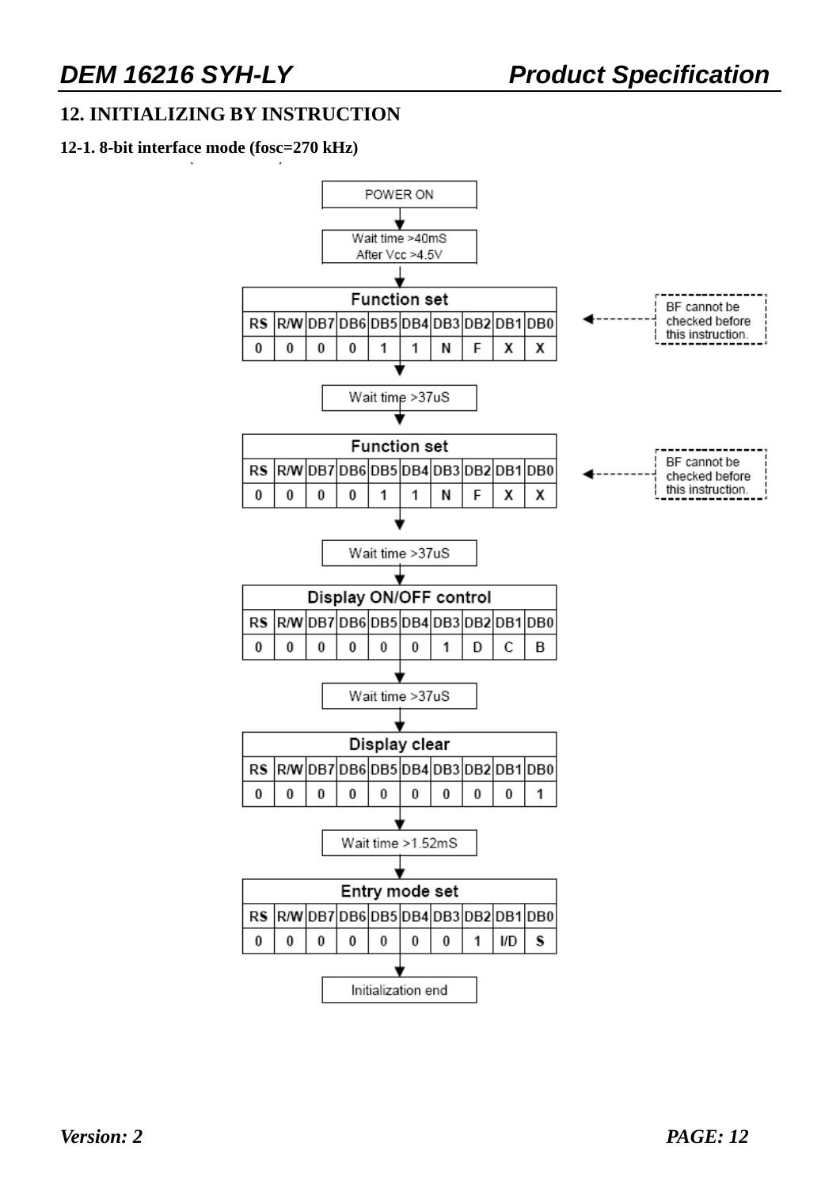## 12. INITIALIZING BY INSTRUCTION

### 12-1. 8-bit interface mode (fosc=270 kHz)

POWER ON

↓

Wait time >40mS
After Vcc >4.5V

↓

**Function set** (BF cannot be checked before this instruction.)

| RS | R/W | DB7 | DB6 | DB5 | DB4 | DB3 | DB2 | DB1 | DB0 |
|---|---|---|---|---|---|---|---|---|---|
| 0 | 0 | 0 | 0 | 1 | 1 | N | F | X | X |

↓

Wait time >37uS

↓

**Function set** (BF cannot be checked before this instruction.)

| RS | R/W | DB7 | DB6 | DB5 | DB4 | DB3 | DB2 | DB1 | DB0 |
|---|---|---|---|---|---|---|---|---|---|
| 0 | 0 | 0 | 0 | 1 | 1 | N | F | X | X |

↓

Wait time >37uS

↓

**Display ON/OFF control**

| RS | R/W | DB7 | DB6 | DB5 | DB4 | DB3 | DB2 | DB1 | DB0 |
|---|---|---|---|---|---|---|---|---|---|
| 0 | 0 | 0 | 0 | 0 | 0 | 1 | D | C | B |

↓

Wait time >37uS

↓

**Display clear**

| RS | R/W | DB7 | DB6 | DB5 | DB4 | DB3 | DB2 | DB1 | DB0 |
|---|---|---|---|---|---|---|---|---|---|
| 0 | 0 | 0 | 0 | 0 | 0 | 0 | 0 | 0 | 1 |

↓

Wait time >1.52mS

↓

**Entry mode set**

| RS | R/W | DB7 | DB6 | DB5 | DB4 | DB3 | DB2 | DB1 | DB0 |
|---|---|---|---|---|---|---|---|---|---|
| 0 | 0 | 0 | 0 | 0 | 0 | 0 | 1 | I/D | S |

↓

Initialization end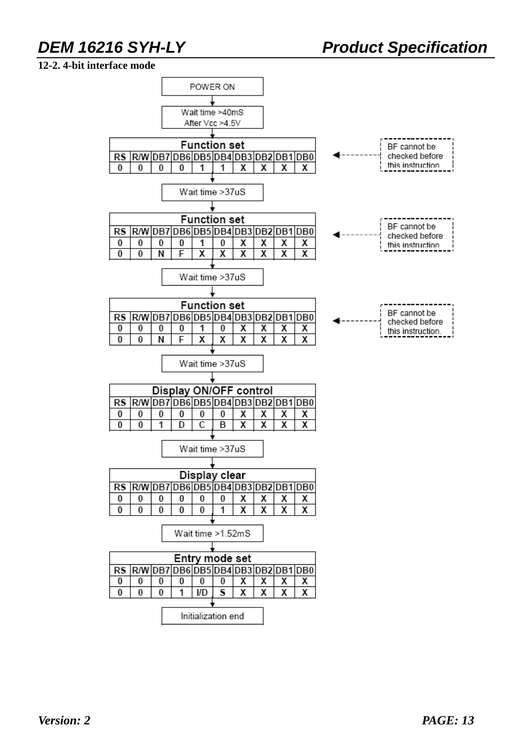## 12-2. 4-bit interface mode

POWER ON

↓

Wait time >40mS
After Vcc >4.5V

↓

**Function set** (BF cannot be checked before this instruction)

| RS | R/W | DB7 | DB6 | DB5 | DB4 | DB3 | DB2 | DB1 | DB0 |
|---|---|---|---|---|---|---|---|---|---|
| 0 | 0 | 0 | 0 | 1 | 1 | X | X | X | X |

↓

Wait time >37uS

↓

**Function set** (BF cannot be checked before this instruction)

| RS | R/W | DB7 | DB6 | DB5 | DB4 | DB3 | DB2 | DB1 | DB0 |
|---|---|---|---|---|---|---|---|---|---|
| 0 | 0 | 0 | 0 | 1 | 0 | X | X | X | X |
| 0 | 0 | N | F | X | X | X | X | X | X |

↓

Wait time >37uS

↓

**Function set** (BF cannot be checked before this instruction.)

| RS | R/W | DB7 | DB6 | DB5 | DB4 | DB3 | DB2 | DB1 | DB0 |
|---|---|---|---|---|---|---|---|---|---|
| 0 | 0 | 0 | 0 | 1 | 0 | X | X | X | X |
| 0 | 0 | N | F | X | X | X | X | X | X |

↓

Wait time >37uS

↓

**Display ON/OFF control**

| RS | R/W | DB7 | DB6 | DB5 | DB4 | DB3 | DB2 | DB1 | DB0 |
|---|---|---|---|---|---|---|---|---|---|
| 0 | 0 | 0 | 0 | 0 | 0 | X | X | X | X |
| 0 | 0 | 1 | D | C | B | X | X | X | X |

↓

Wait time >37uS

↓

**Display clear**

| RS | R/W | DB7 | DB6 | DB5 | DB4 | DB3 | DB2 | DB1 | DB0 |
|---|---|---|---|---|---|---|---|---|---|
| 0 | 0 | 0 | 0 | 0 | 0 | X | X | X | X |
| 0 | 0 | 0 | 0 | 0 | 1 | X | X | X | X |

↓

Wait time >1.52mS

↓

**Entry mode set**

| RS | R/W | DB7 | DB6 | DB5 | DB4 | DB3 | DB2 | DB1 | DB0 |
|---|---|---|---|---|---|---|---|---|---|
| 0 | 0 | 0 | 0 | 0 | 0 | X | X | X | X |
| 0 | 0 | 0 | 1 | I/D | S | X | X | X | X |

↓

Initialization end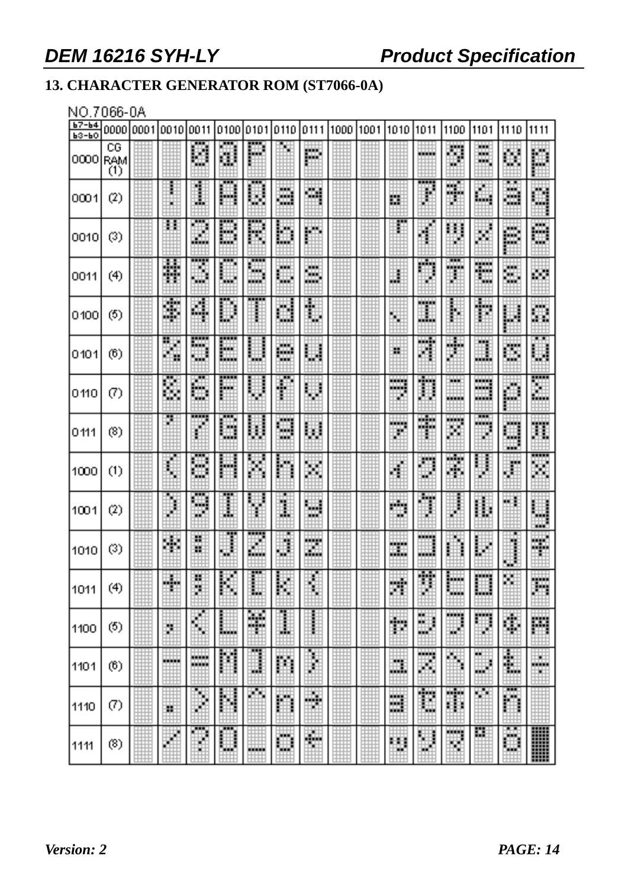## 13. CHARACTER GENERATOR ROM (ST7066-0A)

NO.7066-0A

| b7-b4 / b3-b0 | 0000 | 0001 | 0010 | 0011 | 0100 | 0101 | 0110 | 0111 | 1000 | 1001 | 1010 | 1011 | 1100 | 1101 | 1110 | 1111 |
|---|---|---|---|---|---|---|---|---|---|---|---|---|---|---|---|---|
| 0000 | CG RAM (1) | | | 0 | @ | P | ` | p | | | | ー | タ | ミ | α | p |
| 0001 | (2) | | ! | 1 | A | Q | a | q | | | 。 | ア | チ | ム | ä | q |
| 0010 | (3) | | " | 2 | B | R | b | r | | | 「 | イ | ツ | メ | β | θ |
| 0011 | (4) | | # | 3 | C | S | c | s | | | 」 | ウ | テ | モ | ε | ∞ |
| 0100 | (5) | | $ | 4 | D | T | d | t | | | 、 | エ | ト | ヤ | μ | Ω |
| 0101 | (6) | | % | 5 | E | U | e | u | | | ・ | オ | ナ | ユ | σ | ü |
| 0110 | (7) | | & | 6 | F | V | f | v | | | ヲ | カ | ニ | ヨ | ρ | Σ |
| 0111 | (8) | | ' | 7 | G | W | g | w | | | ァ | キ | ヌ | ラ | g | π |
| 1000 | (1) | | ( | 8 | H | X | h | x | | | ィ | ク | ネ | リ | √ | x̄ |
| 1001 | (2) | | ) | 9 | I | Y | i | y | | | ゥ | ケ | ノ | ル | ⁻¹ | y |
| 1010 | (3) | | * | : | J | Z | j | z | | | ェ | コ | ハ | レ | j | 千 |
| 1011 | (4) | | + | ; | K | [ | k | { | | | ォ | サ | ヒ | ロ | × | 万 |
| 1100 | (5) | | , | < | L | ¥ | l | \| | | | ャ | シ | フ | ワ | ¢ | 円 |
| 1101 | (6) | | - | = | M | ] | m | } | | | ュ | ス | ヘ | ン | £ | ÷ |
| 1110 | (7) | | . | > | N | ^ | n | → | | | ョ | セ | ホ | ゛ | ñ | |
| 1111 | (8) | | / | ? | O | _ | o | ← | | | ッ | ソ | マ | ゜ | ö | █ |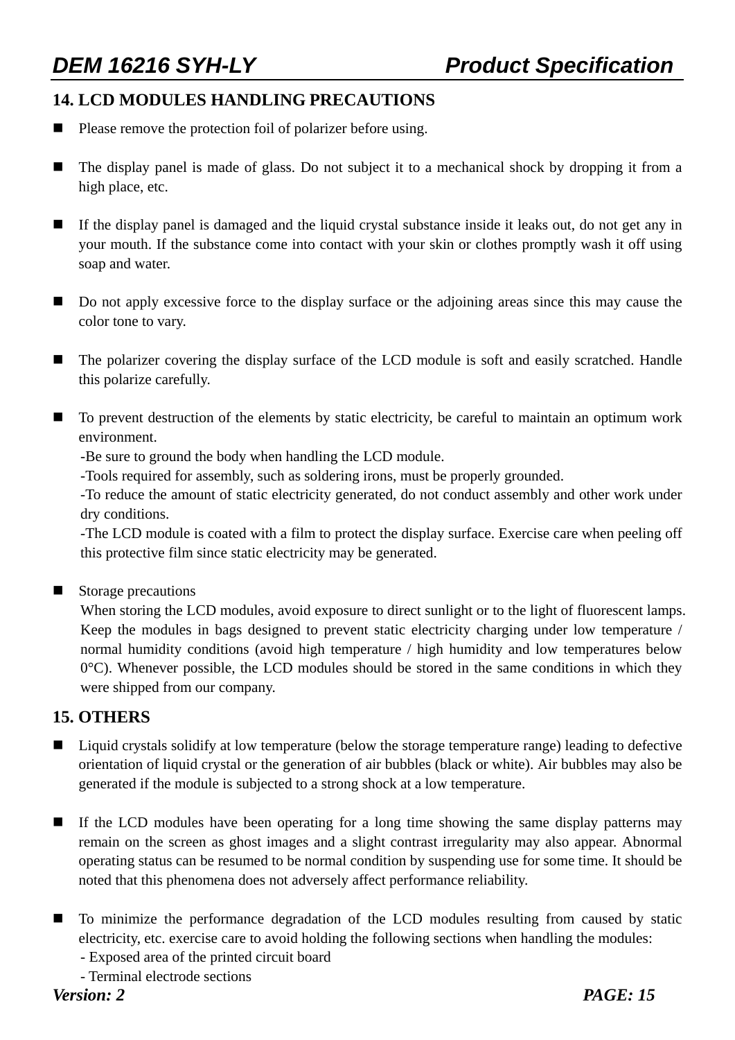## 14. LCD MODULES HANDLING PRECAUTIONS

- Please remove the protection foil of polarizer before using.

- The display panel is made of glass. Do not subject it to a mechanical shock by dropping it from a high place, etc.

- If the display panel is damaged and the liquid crystal substance inside it leaks out, do not get any in your mouth. If the substance come into contact with your skin or clothes promptly wash it off using soap and water.

- Do not apply excessive force to the display surface or the adjoining areas since this may cause the color tone to vary.

- The polarizer covering the display surface of the LCD module is soft and easily scratched. Handle this polarize carefully.

- To prevent destruction of the elements by static electricity, be careful to maintain an optimum work environment.
  -Be sure to ground the body when handling the LCD module.
  -Tools required for assembly, such as soldering irons, must be properly grounded.
  -To reduce the amount of static electricity generated, do not conduct assembly and other work under dry conditions.
  -The LCD module is coated with a film to protect the display surface. Exercise care when peeling off this protective film since static electricity may be generated.

- Storage precautions
  When storing the LCD modules, avoid exposure to direct sunlight or to the light of fluorescent lamps. Keep the modules in bags designed to prevent static electricity charging under low temperature / normal humidity conditions (avoid high temperature / high humidity and low temperatures below 0°C). Whenever possible, the LCD modules should be stored in the same conditions in which they were shipped from our company.

## 15. OTHERS

- Liquid crystals solidify at low temperature (below the storage temperature range) leading to defective orientation of liquid crystal or the generation of air bubbles (black or white). Air bubbles may also be generated if the module is subjected to a strong shock at a low temperature.

- If the LCD modules have been operating for a long time showing the same display patterns may remain on the screen as ghost images and a slight contrast irregularity may also appear. Abnormal operating status can be resumed to be normal condition by suspending use for some time. It should be noted that this phenomena does not adversely affect performance reliability.

- To minimize the performance degradation of the LCD modules resulting from caused by static electricity, etc. exercise care to avoid holding the following sections when handling the modules:
  - Exposed area of the printed circuit board
  - Terminal electrode sections